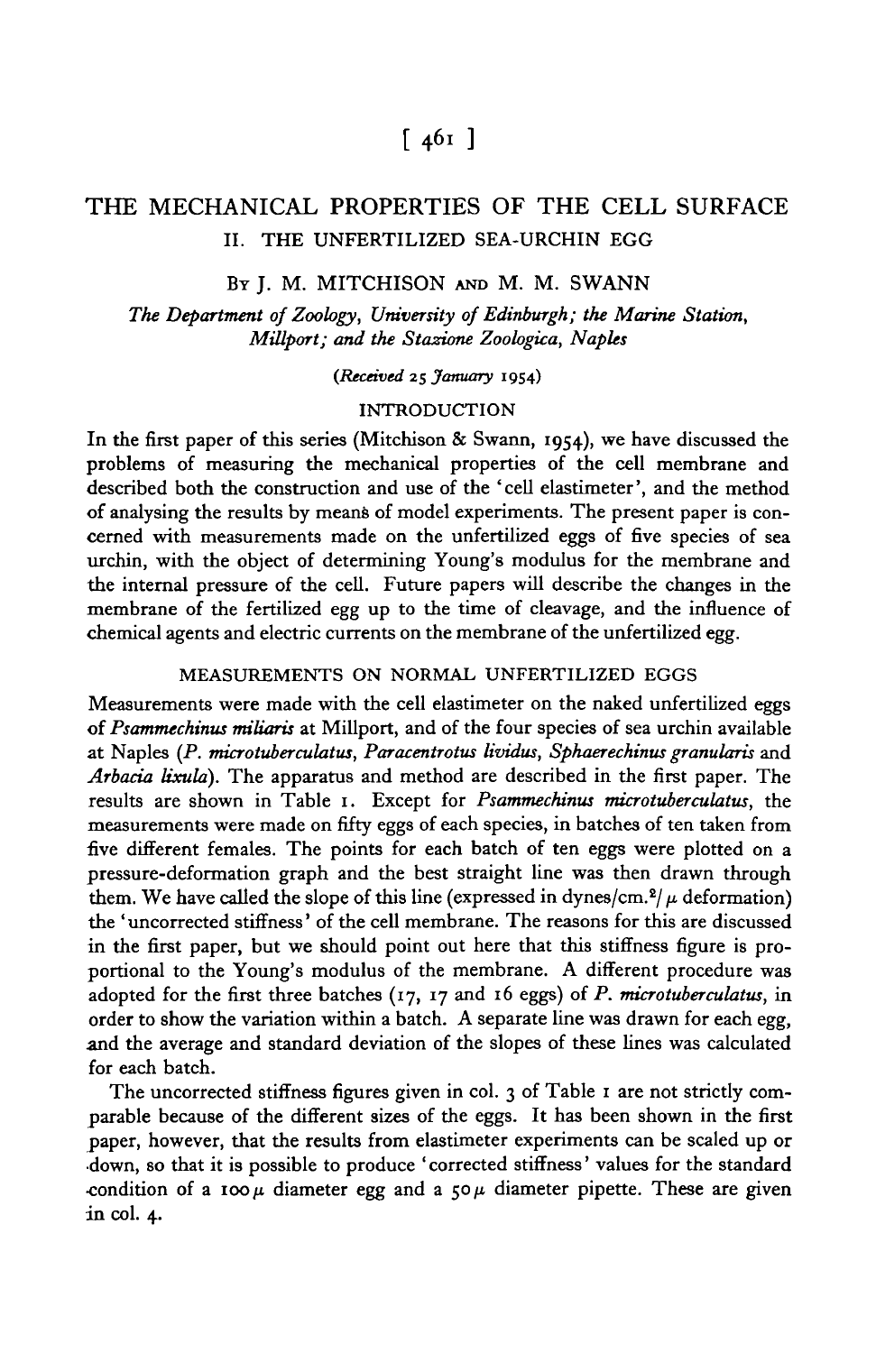# THE MECHANICAL PROPERTIES OF THE CELL SURFACE

## II. THE UNFERTILIZED SEA-URCHIN EGG

By J. M. MITCHISON and M. M. SWANN

*The Department of Zoology, University of Edinburgh; the Marine Station, Millport; and the Stazione Zoologica, Naples*

*(Received 25 January 1954)*

### INTRODUCTION

In the first paper of this series (Mitchison & Swann, 1954), we have discussed the problems of measuring the mechanical properties of the cell membrane and described both the construction and use of the 'cell elastimeter', and the method of analysing the results by means of model experiments. The present paper is concerned with measurements made on the unfertilized eggs of five species of sea urchin, with the object of determining Young's modulus for the membrane and the internal pressure of the cell. Future papers will describe the changes in the membrane of the fertilized egg up to the time of cleavage, and the influence of chemical agents and electric currents on the membrane of the unfertilized egg.

### MEASUREMENTS ON NORMAL UNFERTILIZED EGGS

Measurements were made with the cell elastimeter on the naked unfertilized eggs of *Psammechinus miliaris* at Millport, and of the four species of sea urchin available at Naples (*P. microtuberculatus*, *Paracentrotus lividus*, *Sphaerechinus granularis* and *Arbacia lixula*). The apparatus and method are described in the first paper. The results are shown in Table 1. Except for *Psammechinus microtuberculatus*, the measurements were made on fifty eggs of each species, in batches of ten taken from five different females. The points for each batch of ten eggs were plotted on a pressure-deformation graph and the best straight line was then drawn through them. We have called the slope of this line (expressed in dynes/cm.$^2$/ $\mu$ deformation) the 'uncorrected stiffness' of the cell membrane. The reasons for this are discussed in the first paper, but we should point out here that this stiffness figure is proportional to the Young's modulus of the membrane. A different procedure was adopted for the first three batches (17, 17 and 16 eggs) of *P. microtuberculatus*, in order to show the variation within a batch. A separate line was drawn for each egg, and the average and standard deviation of the slopes of these lines was calculated for each batch.

The uncorrected stiffness figures given in col. 3 of Table 1 are not strictly comparable because of the different sizes of the eggs. It has been shown in the first paper, however, that the results from elastimeter experiments can be scaled up or down, so that it is possible to produce 'corrected stiffness' values for the standard condition of a 100 $\mu$ diameter egg and a 50 $\mu$ diameter pipette. These are given in col. 4.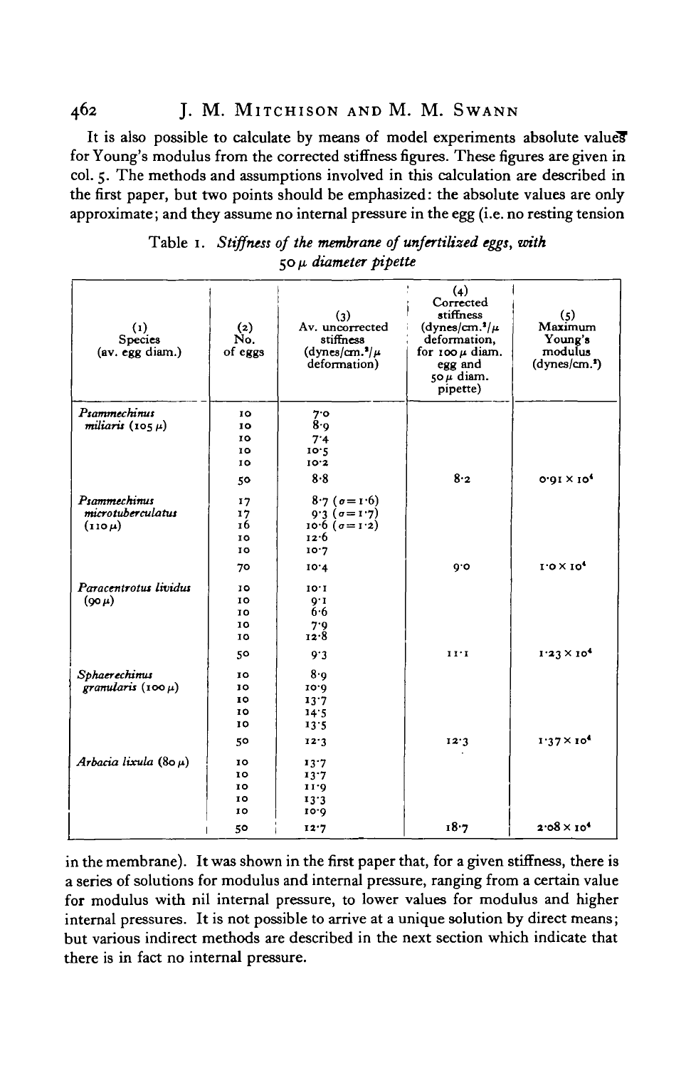It is also possible to calculate by means of model experiments absolute values for Young's modulus from the corrected stiffness figures. These figures are given in col. 5. The methods and assumptions involved in this calculation are described in the first paper, but two points should be emphasized: the absolute values are only approximate; and they assume no internal pressure in the egg (i.e. no resting tension in the membrane). It was shown in the first paper that, for a given stiffness, there is a series of solutions for modulus and internal pressure, ranging from a certain value for modulus with nil internal pressure, to lower values for modulus and higher internal pressures. It is not possible to arrive at a unique solution by direct means; but various indirect methods are described in the next section which indicate that there is in fact no internal pressure.

Table 1. *Stiffness of the membrane of unfertilized eggs, with 50 μ diameter pipette*

| (1) Species (av. egg diam.) | (2) No. of eggs | (3) Av. uncorrected stiffness (dynes/cm.$^2$/μ deformation) | (4) Corrected stiffness (dynes/cm.$^2$/μ deformation, for 100 μ diam. egg and 50 μ diam. pipette) | (5) Maximum Young's modulus (dynes/cm.$^2$) |
|---|---|---|---|---|
| *Psammechinus miliaris* (105 μ) | 10 | 7·0 | | |
| | 10 | 8·9 | | |
| | 10 | 7·4 | | |
| | 10 | 10·5 | | |
| | 10 | 10·2 | | |
| | 50 | 8·8 | 8·2 | $0·91 \times 10^4$ |
| *Psammechinus microtuberculatus* (110 μ) | 17 | 8·7 ($\sigma = 1·6$) | | |
| | 17 | 9·3 ($\sigma = 1·7$) | | |
| | 16 | 10·6 ($\sigma = 1·2$) | | |
| | 10 | 12·6 | | |
| | 10 | 10·7 | | |
| | 70 | 10·4 | 9·0 | $1·0 \times 10^4$ |
| *Paracentrotus lividus* (90 μ) | 10 | 10·1 | | |
| | 10 | 9·1 | | |
| | 10 | 6·6 | | |
| | 10 | 7·9 | | |
| | 10 | 12·8 | | |
| | 50 | 9·3 | 11·1 | $1·23 \times 10^4$ |
| *Sphaerechinus granularis* (100 μ) | 10 | 8·9 | | |
| | 10 | 10·9 | | |
| | 10 | 13·7 | | |
| | 10 | 14·5 | | |
| | 10 | 13·5 | | |
| | 50 | 12·3 | 12·3 | $1·37 \times 10^4$ |
| *Arbacia lixula* (80 μ) | 10 | 13·7 | | |
| | 10 | 13·7 | | |
| | 10 | 11·9 | | |
| | 10 | 13·3 | | |
| | 10 | 10·9 | | |
| | 50 | 12·7 | 18·7 | $2·08 \times 10^4$ |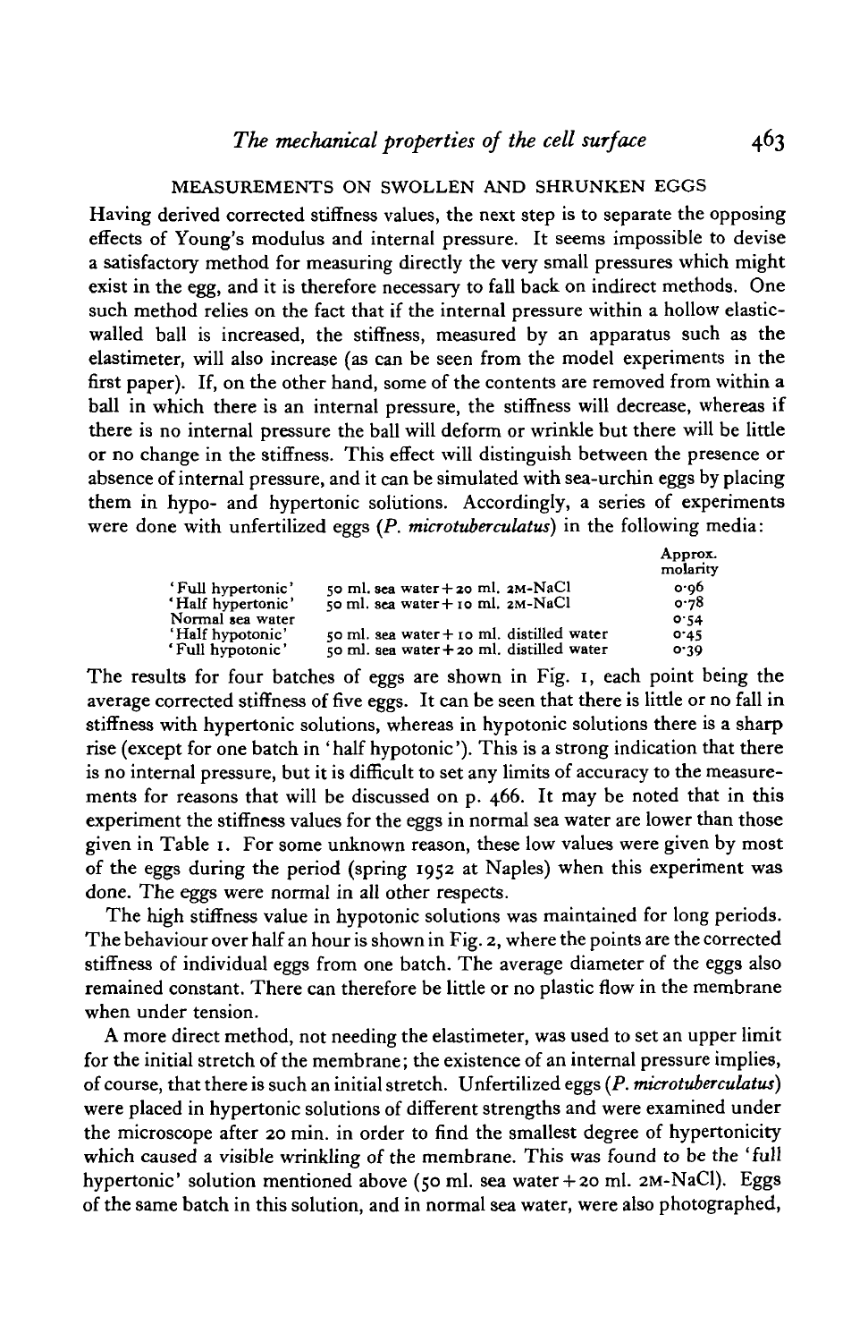## MEASUREMENTS ON SWOLLEN AND SHRUNKEN EGGS

Having derived corrected stiffness values, the next step is to separate the opposing effects of Young's modulus and internal pressure. It seems impossible to devise a satisfactory method for measuring directly the very small pressures which might exist in the egg, and it is therefore necessary to fall back on indirect methods. One such method relies on the fact that if the internal pressure within a hollow elastic-walled ball is increased, the stiffness, measured by an apparatus such as the elastimeter, will also increase (as can be seen from the model experiments in the first paper). If, on the other hand, some of the contents are removed from within a ball in which there is an internal pressure, the stiffness will decrease, whereas if there is no internal pressure the ball will deform or wrinkle but there will be little or no change in the stiffness. This effect will distinguish between the presence or absence of internal pressure, and it can be simulated with sea-urchin eggs by placing them in hypo- and hypertonic solutions. Accordingly, a series of experiments were done with unfertilized eggs (*P. microtuberculatus*) in the following media:

| | | Approx. molarity |
|---|---|---|
| 'Full hypertonic' | 50 ml. sea water + 20 ml. 2M-NaCl | 0·96 |
| 'Half hypertonic' | 50 ml. sea water + 10 ml. 2M-NaCl | 0·78 |
| Normal sea water | | 0·54 |
| 'Half hypotonic' | 50 ml. sea water + 10 ml. distilled water | 0·45 |
| 'Full hypotonic' | 50 ml. sea water + 20 ml. distilled water | 0·39 |

The results for four batches of eggs are shown in Fig. 1, each point being the average corrected stiffness of five eggs. It can be seen that there is little or no fall in stiffness with hypertonic solutions, whereas in hypotonic solutions there is a sharp rise (except for one batch in 'half hypotonic'). This is a strong indication that there is no internal pressure, but it is difficult to set any limits of accuracy to the measurements for reasons that will be discussed on p. 466. It may be noted that in this experiment the stiffness values for the eggs in normal sea water are lower than those given in Table 1. For some unknown reason, these low values were given by most of the eggs during the period (spring 1952 at Naples) when this experiment was done. The eggs were normal in all other respects.

The high stiffness value in hypotonic solutions was maintained for long periods. The behaviour over half an hour is shown in Fig. 2, where the points are the corrected stiffness of individual eggs from one batch. The average diameter of the eggs also remained constant. There can therefore be little or no plastic flow in the membrane when under tension.

A more direct method, not needing the elastimeter, was used to set an upper limit for the initial stretch of the membrane; the existence of an internal pressure implies, of course, that there is such an initial stretch. Unfertilized eggs (*P. microtuberculatus*) were placed in hypertonic solutions of different strengths and were examined under the microscope after 20 min. in order to find the smallest degree of hypertonicity which caused a visible wrinkling of the membrane. This was found to be the 'full hypertonic' solution mentioned above (50 ml. sea water + 20 ml. 2M-NaCl). Eggs of the same batch in this solution, and in normal sea water, were also photographed,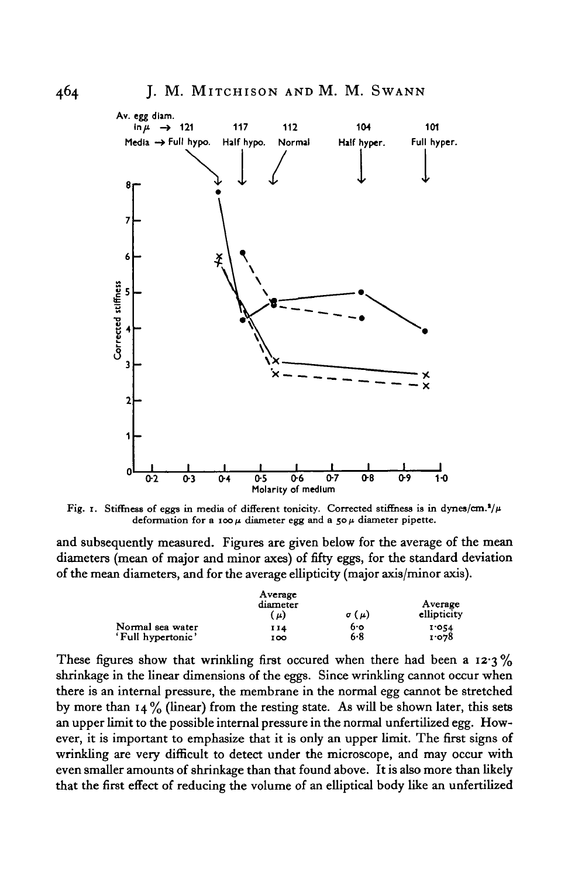Av. egg diam. in μ → 121, 117, 112, 104, 101

Media → Full hypo., Half hypo., Normal, Half hyper., Full hyper.

Fig. 1. Stiffness of eggs in media of different tonicity. Corrected stiffness is in dynes/cm.$^2$/$\mu$ deformation for a 100 $\mu$ diameter egg and a 50 $\mu$ diameter pipette.

and subsequently measured. Figures are given below for the average of the mean diameters (mean of major and minor axes) of fifty eggs, for the standard deviation of the mean diameters, and for the average ellipticity (major axis/minor axis).

| | Average diameter ($\mu$) | $\sigma$ ($\mu$) | Average ellipticity |
|---|---|---|---|
| Normal sea water | 114 | 6·0 | 1·054 |
| 'Full hypertonic' | 100 | 6·8 | 1·078 |

These figures show that wrinkling first occured when there had been a 12·3 % shrinkage in the linear dimensions of the eggs. Since wrinkling cannot occur when there is an internal pressure, the membrane in the normal egg cannot be stretched by more than 14 % (linear) from the resting state. As will be shown later, this sets an upper limit to the possible internal pressure in the normal unfertilized egg. However, it is important to emphasize that it is only an upper limit. The first signs of wrinkling are very difficult to detect under the microscope, and may occur with even smaller amounts of shrinkage than that found above. It is also more than likely that the first effect of reducing the volume of an elliptical body like an unfertilized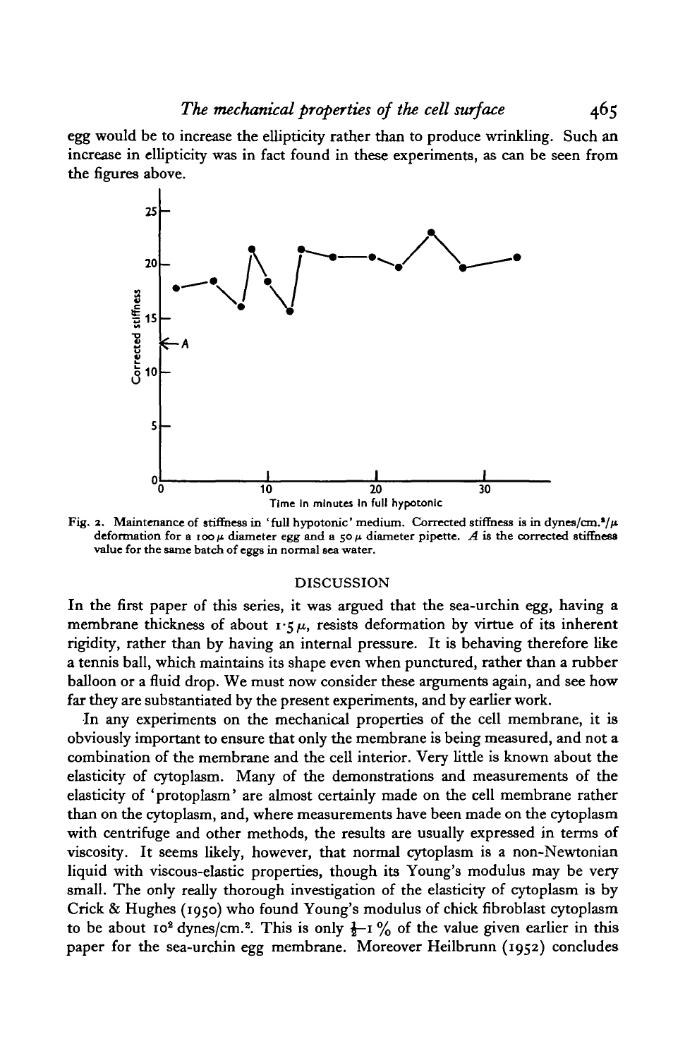egg would be to increase the ellipticity rather than to produce wrinkling. Such an increase in ellipticity was in fact found in these experiments, as can be seen from the figures above.

Fig. 2. Maintenance of stiffness in 'full hypotonic' medium. Corrected stiffness is in dynes/cm.$^2$/$\mu$ deformation for a 100 $\mu$ diameter egg and a 50 $\mu$ diameter pipette. *A* is the corrected stiffness value for the same batch of eggs in normal sea water.

## DISCUSSION

In the first paper of this series, it was argued that the sea-urchin egg, having a membrane thickness of about 1·5 $\mu$, resists deformation by virtue of its inherent rigidity, rather than by having an internal pressure. It is behaving therefore like a tennis ball, which maintains its shape even when punctured, rather than a rubber balloon or a fluid drop. We must now consider these arguments again, and see how far they are substantiated by the present experiments, and by earlier work.

In any experiments on the mechanical properties of the cell membrane, it is obviously important to ensure that only the membrane is being measured, and not a combination of the membrane and the cell interior. Very little is known about the elasticity of cytoplasm. Many of the demonstrations and measurements of the elasticity of 'protoplasm' are almost certainly made on the cell membrane rather than on the cytoplasm, and, where measurements have been made on the cytoplasm with centrifuge and other methods, the results are usually expressed in terms of viscosity. It seems likely, however, that normal cytoplasm is a non-Newtonian liquid with viscous-elastic properties, though its Young's modulus may be very small. The only really thorough investigation of the elasticity of cytoplasm is by Crick & Hughes (1950) who found Young's modulus of chick fibroblast cytoplasm to be about $10^2$ dynes/cm.$^2$. This is only $\frac{1}{2}$–1 % of the value given earlier in this paper for the sea-urchin egg membrane. Moreover Heilbrunn (1952) concludes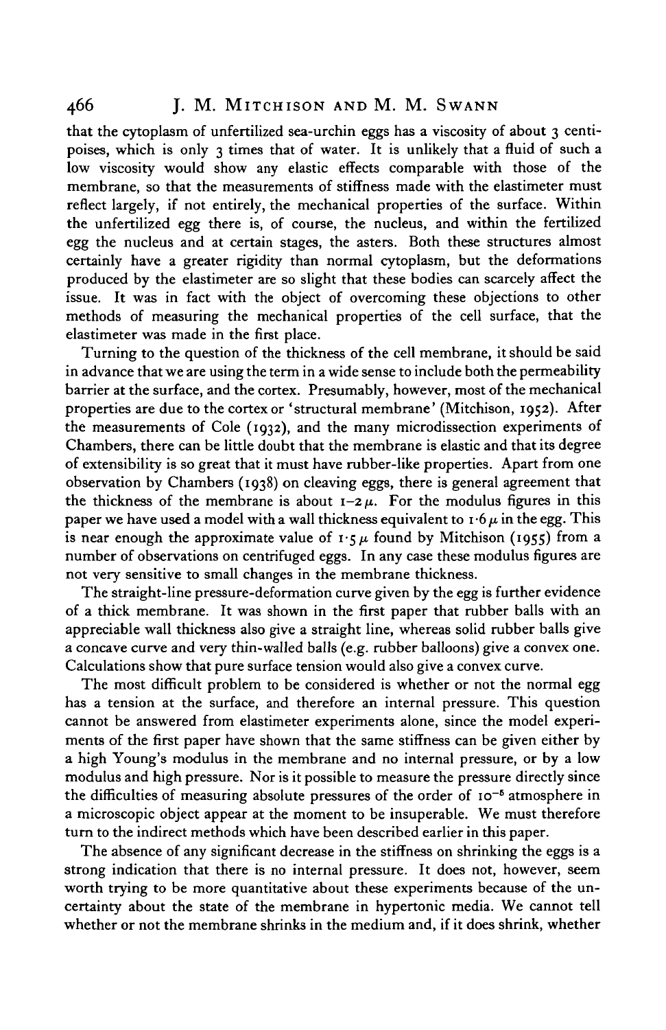that the cytoplasm of unfertilized sea-urchin eggs has a viscosity of about 3 centipoises, which is only 3 times that of water. It is unlikely that a fluid of such a low viscosity would show any elastic effects comparable with those of the membrane, so that the measurements of stiffness made with the elastimeter must reflect largely, if not entirely, the mechanical properties of the surface. Within the unfertilized egg there is, of course, the nucleus, and within the fertilized egg the nucleus and at certain stages, the asters. Both these structures almost certainly have a greater rigidity than normal cytoplasm, but the deformations produced by the elastimeter are so slight that these bodies can scarcely affect the issue. It was in fact with the object of overcoming these objections to other methods of measuring the mechanical properties of the cell surface, that the elastimeter was made in the first place.

Turning to the question of the thickness of the cell membrane, it should be said in advance that we are using the term in a wide sense to include both the permeability barrier at the surface, and the cortex. Presumably, however, most of the mechanical properties are due to the cortex or 'structural membrane' (Mitchison, 1952). After the measurements of Cole (1932), and the many microdissection experiments of Chambers, there can be little doubt that the membrane is elastic and that its degree of extensibility is so great that it must have rubber-like properties. Apart from one observation by Chambers (1938) on cleaving eggs, there is general agreement that the thickness of the membrane is about 1–2 $\mu$. For the modulus figures in this paper we have used a model with a wall thickness equivalent to 1·6 $\mu$ in the egg. This is near enough the approximate value of 1·5 $\mu$ found by Mitchison (1955) from a number of observations on centrifuged eggs. In any case these modulus figures are not very sensitive to small changes in the membrane thickness.

The straight-line pressure-deformation curve given by the egg is further evidence of a thick membrane. It was shown in the first paper that rubber balls with an appreciable wall thickness also give a straight line, whereas solid rubber balls give a concave curve and very thin-walled balls (e.g. rubber balloons) give a convex one. Calculations show that pure surface tension would also give a convex curve.

The most difficult problem to be considered is whether or not the normal egg has a tension at the surface, and therefore an internal pressure. This question cannot be answered from elastimeter experiments alone, since the model experiments of the first paper have shown that the same stiffness can be given either by a high Young's modulus in the membrane and no internal pressure, or by a low modulus and high pressure. Nor is it possible to measure the pressure directly since the difficulties of measuring absolute pressures of the order of $10^{-5}$ atmosphere in a microscopic object appear at the moment to be insuperable. We must therefore turn to the indirect methods which have been described earlier in this paper.

The absence of any significant decrease in the stiffness on shrinking the eggs is a strong indication that there is no internal pressure. It does not, however, seem worth trying to be more quantitative about these experiments because of the uncertainty about the state of the membrane in hypertonic media. We cannot tell whether or not the membrane shrinks in the medium and, if it does shrink, whether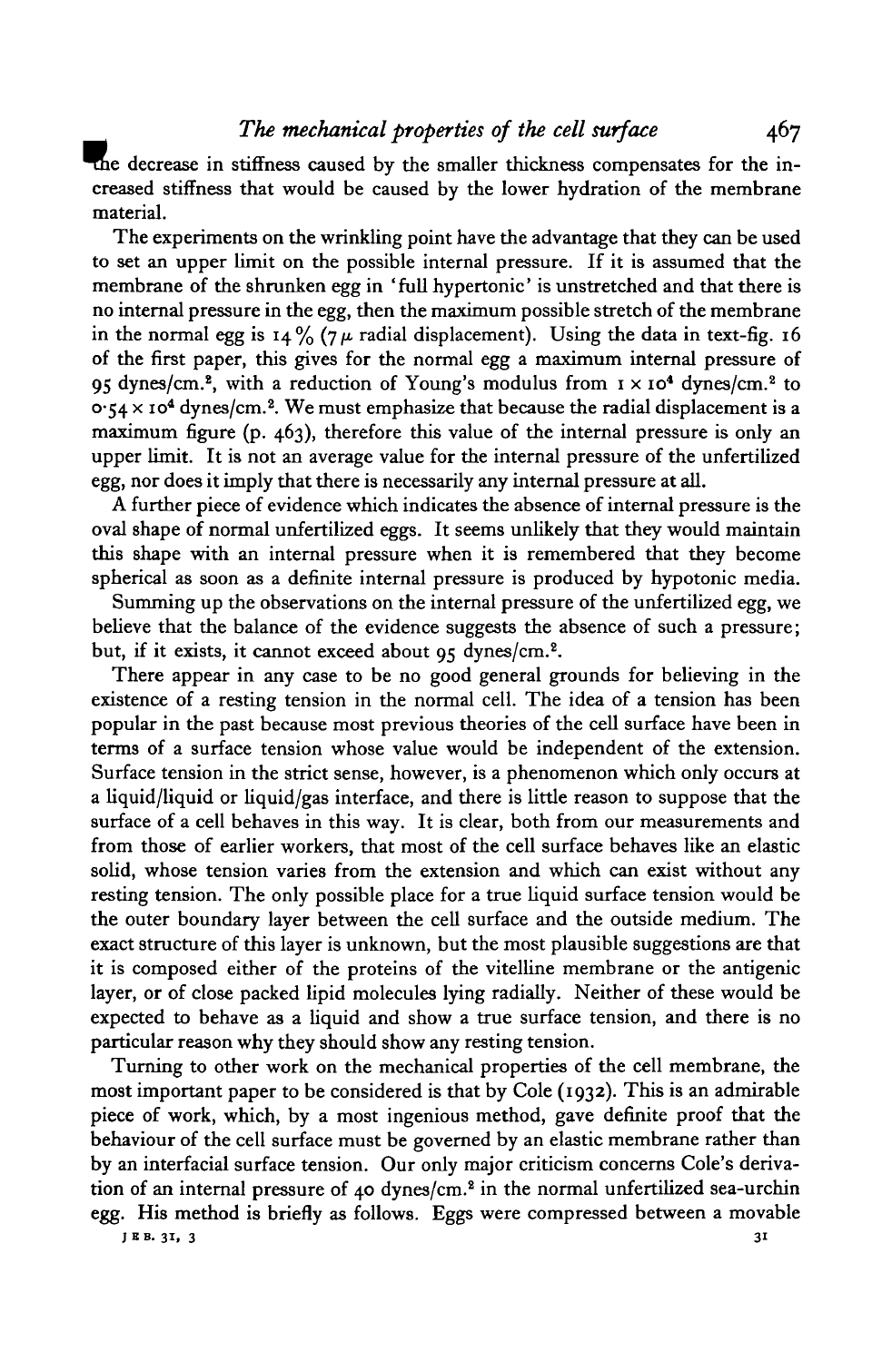the decrease in stiffness caused by the smaller thickness compensates for the increased stiffness that would be caused by the lower hydration of the membrane material.

The experiments on the wrinkling point have the advantage that they can be used to set an upper limit on the possible internal pressure. If it is assumed that the membrane of the shrunken egg in 'full hypertonic' is unstretched and that there is no internal pressure in the egg, then the maximum possible stretch of the membrane in the normal egg is 14% (7 $\mu$ radial displacement). Using the data in text-fig. 16 of the first paper, this gives for the normal egg a maximum internal pressure of 95 dynes/cm.$^2$, with a reduction of Young's modulus from $1 \times 10^4$ dynes/cm.$^2$ to $0{\cdot}54 \times 10^4$ dynes/cm.$^2$. We must emphasize that because the radial displacement is a maximum figure (p. 463), therefore this value of the internal pressure is only an upper limit. It is not an average value for the internal pressure of the unfertilized egg, nor does it imply that there is necessarily any internal pressure at all.

A further piece of evidence which indicates the absence of internal pressure is the oval shape of normal unfertilized eggs. It seems unlikely that they would maintain this shape with an internal pressure when it is remembered that they become spherical as soon as a definite internal pressure is produced by hypotonic media.

Summing up the observations on the internal pressure of the unfertilized egg, we believe that the balance of the evidence suggests the absence of such a pressure; but, if it exists, it cannot exceed about 95 dynes/cm.$^2$.

There appear in any case to be no good general grounds for believing in the existence of a resting tension in the normal cell. The idea of a tension has been popular in the past because most previous theories of the cell surface have been in terms of a surface tension whose value would be independent of the extension. Surface tension in the strict sense, however, is a phenomenon which only occurs at a liquid/liquid or liquid/gas interface, and there is little reason to suppose that the surface of a cell behaves in this way. It is clear, both from our measurements and from those of earlier workers, that most of the cell surface behaves like an elastic solid, whose tension varies from the extension and which can exist without any resting tension. The only possible place for a true liquid surface tension would be the outer boundary layer between the cell surface and the outside medium. The exact structure of this layer is unknown, but the most plausible suggestions are that it is composed either of the proteins of the vitelline membrane or the antigenic layer, or of close packed lipid molecules lying radially. Neither of these would be expected to behave as a liquid and show a true surface tension, and there is no particular reason why they should show any resting tension.

Turning to other work on the mechanical properties of the cell membrane, the most important paper to be considered is that by Cole (1932). This is an admirable piece of work, which, by a most ingenious method, gave definite proof that the behaviour of the cell surface must be governed by an elastic membrane rather than by an interfacial surface tension. Our only major criticism concerns Cole's derivation of an internal pressure of 40 dynes/cm.$^2$ in the normal unfertilized sea-urchin egg. His method is briefly as follows. Eggs were compressed between a movable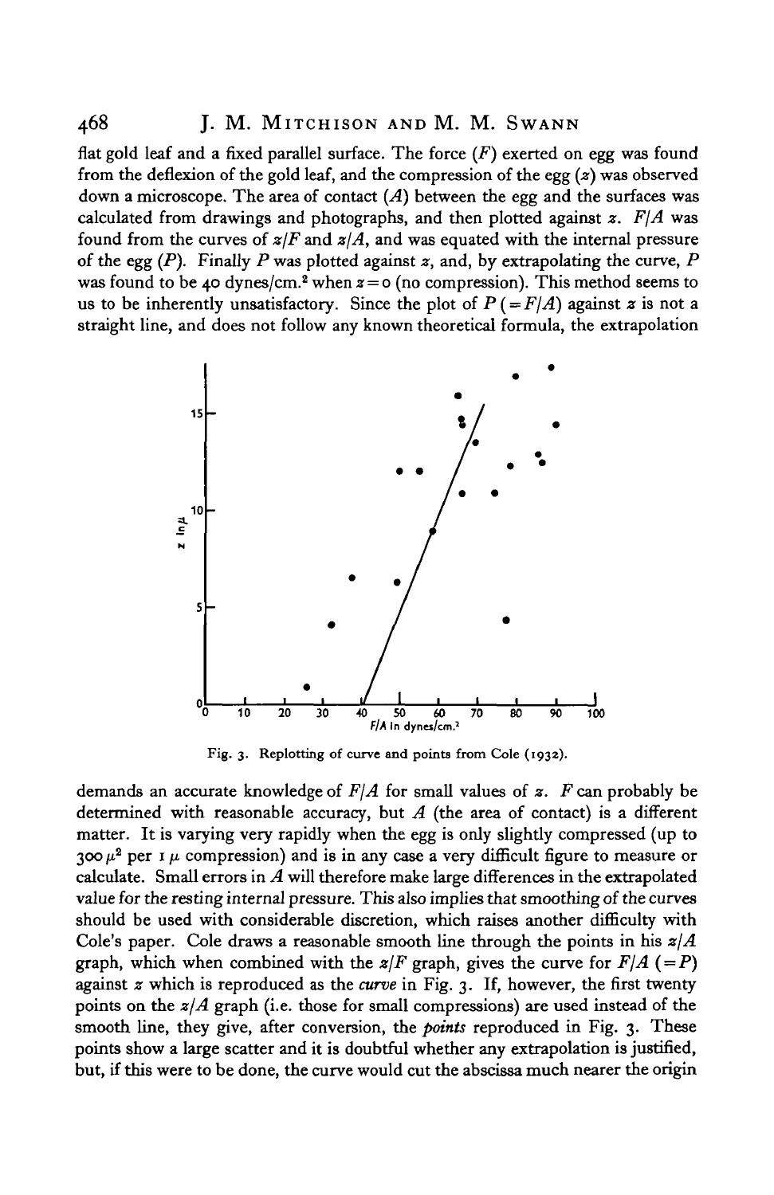flat gold leaf and a fixed parallel surface. The force ($F$) exerted on egg was found from the deflexion of the gold leaf, and the compression of the egg ($z$) was observed down a microscope. The area of contact ($A$) between the egg and the surfaces was calculated from drawings and photographs, and then plotted against $z$. $F/A$ was found from the curves of $z/F$ and $z/A$, and was equated with the internal pressure of the egg ($P$). Finally $P$ was plotted against $z$, and, by extrapolating the curve, $P$ was found to be 40 dynes/cm.$^2$ when $z = 0$ (no compression). This method seems to us to be inherently unsatisfactory. Since the plot of $P$ ($= F/A$) against $z$ is not a straight line, and does not follow any known theoretical formula, the extrapolation

Fig. 3. Replotting of curve and points from Cole (1932).

demands an accurate knowledge of $F/A$ for small values of $z$. $F$ can probably be determined with reasonable accuracy, but $A$ (the area of contact) is a different matter. It is varying very rapidly when the egg is only slightly compressed (up to $300\,\mu^2$ per $1\,\mu$ compression) and is in any case a very difficult figure to measure or calculate. Small errors in $A$ will therefore make large differences in the extrapolated value for the resting internal pressure. This also implies that smoothing of the curves should be used with considerable discretion, which raises another difficulty with Cole's paper. Cole draws a reasonable smooth line through the points in his $z/A$ graph, which when combined with the $z/F$ graph, gives the curve for $F/A$ ($= P$) against $z$ which is reproduced as the *curve* in Fig. 3. If, however, the first twenty points on the $z/A$ graph (i.e. those for small compressions) are used instead of the smooth line, they give, after conversion, the *points* reproduced in Fig. 3. These points show a large scatter and it is doubtful whether any extrapolation is justified, but, if this were to be done, the curve would cut the abscissa much nearer the origin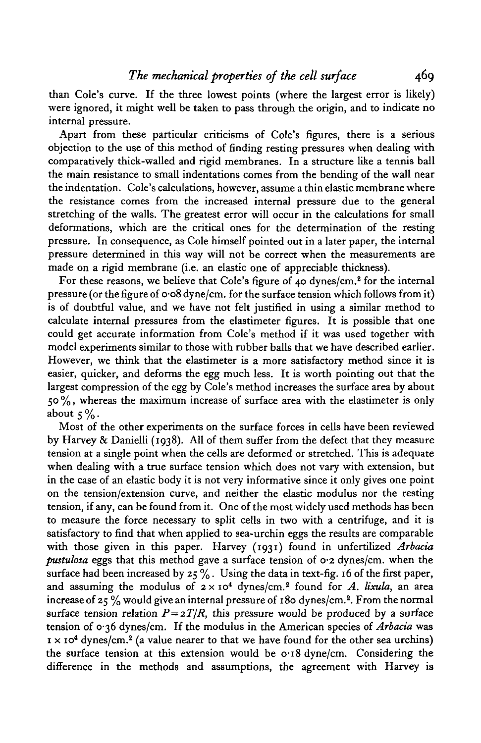than Cole's curve. If the three lowest points (where the largest error is likely) were ignored, it might well be taken to pass through the origin, and to indicate no internal pressure.

Apart from these particular criticisms of Cole's figures, there is a serious objection to the use of this method of finding resting pressures when dealing with comparatively thick-walled and rigid membranes. In a structure like a tennis ball the main resistance to small indentations comes from the bending of the wall near the indentation. Cole's calculations, however, assume a thin elastic membrane where the resistance comes from the increased internal pressure due to the general stretching of the walls. The greatest error will occur in the calculations for small deformations, which are the critical ones for the determination of the resting pressure. In consequence, as Cole himself pointed out in a later paper, the internal pressure determined in this way will not be correct when the measurements are made on a rigid membrane (i.e. an elastic one of appreciable thickness).

For these reasons, we believe that Cole's figure of 40 dynes/cm.$^2$ for the internal pressure (or the figure of 0·08 dyne/cm. for the surface tension which follows from it) is of doubtful value, and we have not felt justified in using a similar method to calculate internal pressures from the elastimeter figures. It is possible that one could get accurate information from Cole's method if it was used together with model experiments similar to those with rubber balls that we have described earlier. However, we think that the elastimeter is a more satisfactory method since it is easier, quicker, and deforms the egg much less. It is worth pointing out that the largest compression of the egg by Cole's method increases the surface area by about 50 %, whereas the maximum increase of surface area with the elastimeter is only about 5 %.

Most of the other experiments on the surface forces in cells have been reviewed by Harvey & Danielli (1938). All of them suffer from the defect that they measure tension at a single point when the cells are deformed or stretched. This is adequate when dealing with a true surface tension which does not vary with extension, but in the case of an elastic body it is not very informative since it only gives one point on the tension/extension curve, and neither the elastic modulus nor the resting tension, if any, can be found from it. One of the most widely used methods has been to measure the force necessary to split cells in two with a centrifuge, and it is satisfactory to find that when applied to sea-urchin eggs the results are comparable with those given in this paper. Harvey (1931) found in unfertilized *Arbacia pustulosa* eggs that this method gave a surface tension of 0·2 dynes/cm. when the surface had been increased by 25 %. Using the data in text-fig. 16 of the first paper, and assuming the modulus of $2 \times 10^4$ dynes/cm.$^2$ found for *A. lixula*, an area increase of 25 % would give an internal pressure of 180 dynes/cm.$^2$. From the normal surface tension relation $P = 2T/R$, this pressure would be produced by a surface tension of 0·36 dynes/cm. If the modulus in the American species of *Arbacia* was $1 \times 10^4$ dynes/cm.$^2$ (a value nearer to that we have found for the other sea urchins) the surface tension at this extension would be 0·18 dyne/cm. Considering the difference in the methods and assumptions, the agreement with Harvey is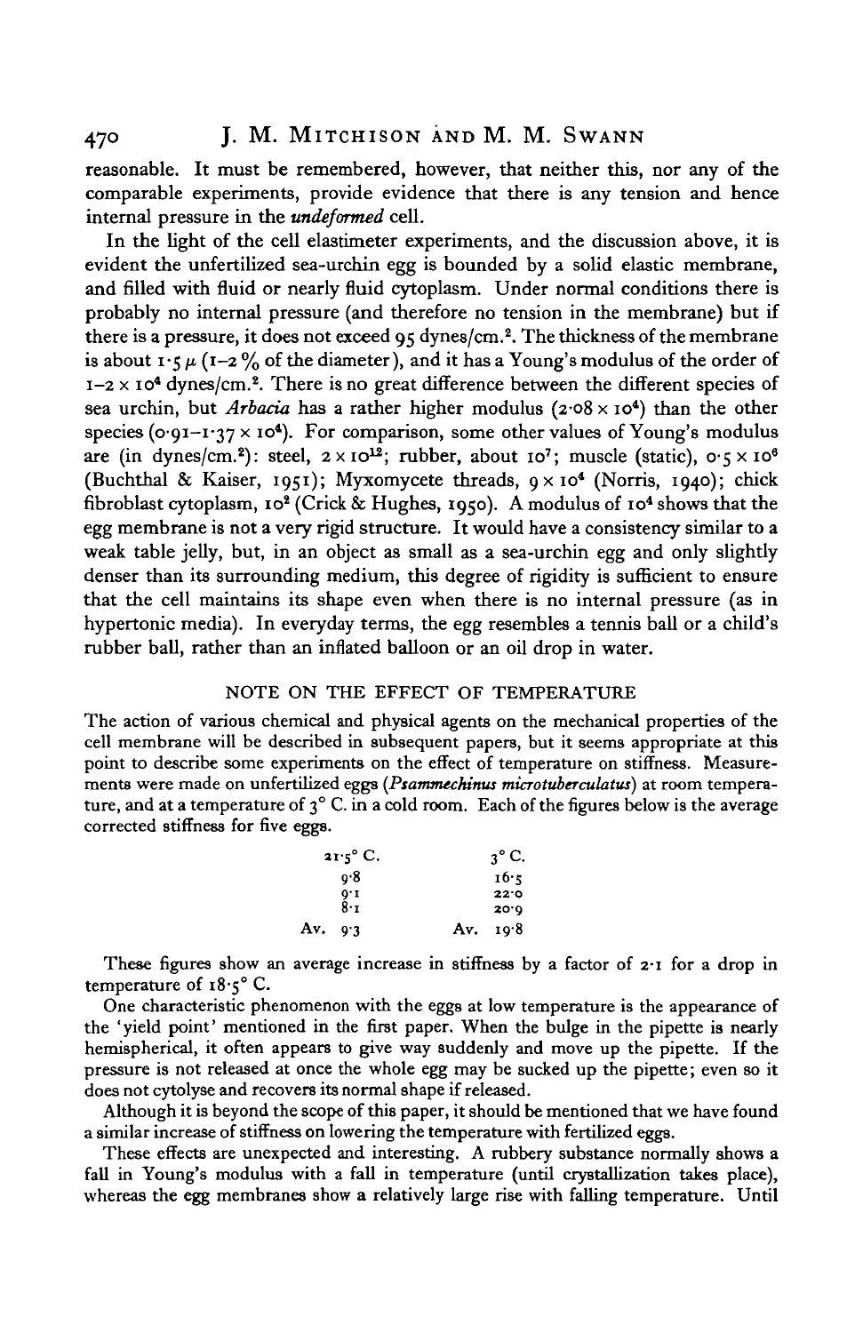reasonable. It must be remembered, however, that neither this, nor any of the comparable experiments, provide evidence that there is any tension and hence internal pressure in the *undeformed* cell.

In the light of the cell elastimeter experiments, and the discussion above, it is evident the unfertilized sea-urchin egg is bounded by a solid elastic membrane, and filled with fluid or nearly fluid cytoplasm. Under normal conditions there is probably no internal pressure (and therefore no tension in the membrane) but if there is a pressure, it does not exceed 95 dynes/cm.$^2$. The thickness of the membrane is about 1·5 $\mu$ (1–2 % of the diameter), and it has a Young's modulus of the order of $1\text{–}2 \times 10^4$ dynes/cm.$^2$. There is no great difference between the different species of sea urchin, but *Arbacia* has a rather higher modulus ($2{\cdot}08 \times 10^4$) than the other species ($0{\cdot}91\text{–}1{\cdot}37 \times 10^4$). For comparison, some other values of Young's modulus are (in dynes/cm.$^2$): steel, $2 \times 10^{12}$; rubber, about $10^7$; muscle (static), $0{\cdot}5 \times 10^6$ (Buchthal & Kaiser, 1951); Myxomycete threads, $9 \times 10^4$ (Norris, 1940); chick fibroblast cytoplasm, $10^2$ (Crick & Hughes, 1950). A modulus of $10^4$ shows that the egg membrane is not a very rigid structure. It would have a consistency similar to a weak table jelly, but, in an object as small as a sea-urchin egg and only slightly denser than its surrounding medium, this degree of rigidity is sufficient to ensure that the cell maintains its shape even when there is no internal pressure (as in hypertonic media). In everyday terms, the egg resembles a tennis ball or a child's rubber ball, rather than an inflated balloon or an oil drop in water.

## NOTE ON THE EFFECT OF TEMPERATURE

The action of various chemical and physical agents on the mechanical properties of the cell membrane will be described in subsequent papers, but it seems appropriate at this point to describe some experiments on the effect of temperature on stiffness. Measurements were made on unfertilized eggs (*Psammechinus microtuberculatus*) at room temperature, and at a temperature of 3° C. in a cold room. Each of the figures below is the average corrected stiffness for five eggs.

| 21·5° C. | 3° C. |
|---|---|
| 9·8 | 16·5 |
| 9·1 | 22·0 |
| 8·1 | 20·9 |
| Av. 9·3 | Av. 19·8 |

These figures show an average increase in stiffness by a factor of 2·1 for a drop in temperature of 18·5° C.

One characteristic phenomenon with the eggs at low temperature is the appearance of the 'yield point' mentioned in the first paper. When the bulge in the pipette is nearly hemispherical, it often appears to give way suddenly and move up the pipette. If the pressure is not released at once the whole egg may be sucked up the pipette; even so it does not cytolyse and recovers its normal shape if released.

Although it is beyond the scope of this paper, it should be mentioned that we have found a similar increase of stiffness on lowering the temperature with fertilized eggs.

These effects are unexpected and interesting. A rubbery substance normally shows a fall in Young's modulus with a fall in temperature (until crystallization takes place), whereas the egg membranes show a relatively large rise with falling temperature. Until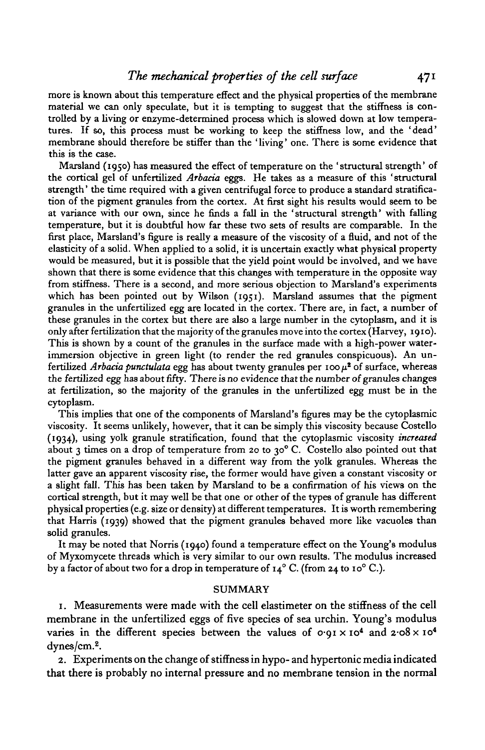more is known about this temperature effect and the physical properties of the membrane material we can only speculate, but it is tempting to suggest that the stiffness is controlled by a living or enzyme-determined process which is slowed down at low temperatures. If so, this process must be working to keep the stiffness low, and the 'dead' membrane should therefore be stiffer than the 'living' one. There is some evidence that this is the case.

Marsland (1950) has measured the effect of temperature on the 'structural strength' of the cortical gel of unfertilized *Arbacia* eggs. He takes as a measure of this 'structural strength' the time required with a given centrifugal force to produce a standard stratification of the pigment granules from the cortex. At first sight his results would seem to be at variance with our own, since he finds a fall in the 'structural strength' with falling temperature, but it is doubtful how far these two sets of results are comparable. In the first place, Marsland's figure is really a measure of the viscosity of a fluid, and not of the elasticity of a solid. When applied to a solid, it is uncertain exactly what physical property would be measured, but it is possible that the yield point would be involved, and we have shown that there is some evidence that this changes with temperature in the opposite way from stiffness. There is a second, and more serious objection to Marsland's experiments which has been pointed out by Wilson (1951). Marsland assumes that the pigment granules in the unfertilized egg are located in the cortex. There are, in fact, a number of these granules in the cortex but there are also a large number in the cytoplasm, and it is only after fertilization that the majority of the granules move into the cortex (Harvey, 1910). This is shown by a count of the granules in the surface made with a high-power water-immersion objective in green light (to render the red granules conspicuous). An unfertilized *Arbacia punctulata* egg has about twenty granules per $100\,\mu^2$ of surface, whereas the fertilized egg has about fifty. There is no evidence that the number of granules changes at fertilization, so the majority of the granules in the unfertilized egg must be in the cytoplasm.

This implies that one of the components of Marsland's figures may be the cytoplasmic viscosity. It seems unlikely, however, that it can be simply this viscosity because Costello (1934), using yolk granule stratification, found that the cytoplasmic viscosity *increased* about 3 times on a drop of temperature from 20 to 30° C. Costello also pointed out that the pigment granules behaved in a different way from the yolk granules. Whereas the latter gave an apparent viscosity rise, the former would have given a constant viscosity or a slight fall. This has been taken by Marsland to be a confirmation of his views on the cortical strength, but it may well be that one or other of the types of granule has different physical properties (e.g. size or density) at different temperatures. It is worth remembering that Harris (1939) showed that the pigment granules behaved more like vacuoles than solid granules.

It may be noted that Norris (1940) found a temperature effect on the Young's modulus of Myxomycete threads which is very similar to our own results. The modulus increased by a factor of about two for a drop in temperature of 14° C. (from 24 to 10° C.).

## SUMMARY

1. Measurements were made with the cell elastimeter on the stiffness of the cell membrane in the unfertilized eggs of five species of sea urchin. Young's modulus varies in the different species between the values of $0{\cdot}91 \times 10^4$ and $2{\cdot}08 \times 10^4$ dynes/cm.$^2$.

2. Experiments on the change of stiffness in hypo- and hypertonic media indicated that there is probably no internal pressure and no membrane tension in the normal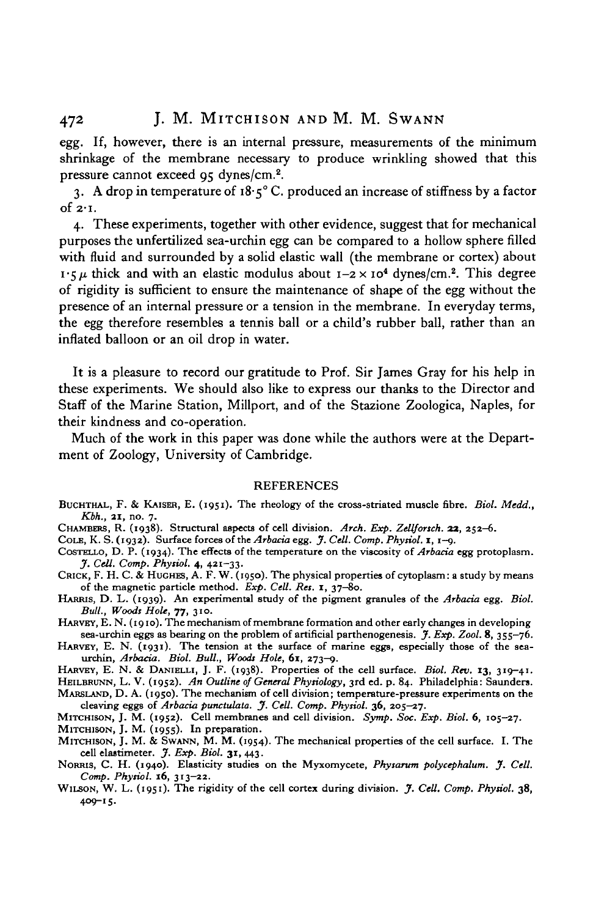egg. If, however, there is an internal pressure, measurements of the minimum shrinkage of the membrane necessary to produce wrinkling showed that this pressure cannot exceed 95 dynes/cm.$^2$.

3. A drop in temperature of 18·5° C. produced an increase of stiffness by a factor of 2·1.

4. These experiments, together with other evidence, suggest that for mechanical purposes the unfertilized sea-urchin egg can be compared to a hollow sphere filled with fluid and surrounded by a solid elastic wall (the membrane or cortex) about 1·5 $\mu$ thick and with an elastic modulus about $1–2 \times 10^4$ dynes/cm.$^2$. This degree of rigidity is sufficient to ensure the maintenance of shape of the egg without the presence of an internal pressure or a tension in the membrane. In everyday terms, the egg therefore resembles a tennis ball or a child's rubber ball, rather than an inflated balloon or an oil drop in water.

It is a pleasure to record our gratitude to Prof. Sir James Gray for his help in these experiments. We should also like to express our thanks to the Director and Staff of the Marine Station, Millport, and of the Stazione Zoologica, Naples, for their kindness and co-operation.

Much of the work in this paper was done while the authors were at the Department of Zoology, University of Cambridge.

## REFERENCES

Buchthal, F. & Kaiser, E. (1951). The rheology of the cross-striated muscle fibre. *Biol. Medd., Kbh.*, **21**, no. 7.

Chambers, R. (1938). Structural aspects of cell division. *Arch. Exp. Zellforsch.* **22**, 252–6.

Cole, K. S. (1932). Surface forces of the *Arbacia* egg. *J. Cell. Comp. Physiol.* **1**, 1–9.

Costello, D. P. (1934). The effects of the temperature on the viscosity of *Arbacia* egg protoplasm. *J. Cell. Comp. Physiol.* **4**, 421–33.

Crick, F. H. C. & Hughes, A. F. W. (1950). The physical properties of cytoplasm: a study by means of the magnetic particle method. *Exp. Cell. Res.* **1**, 37–80.

Harris, D. L. (1939). An experimental study of the pigment granules of the *Arbacia* egg. *Biol. Bull., Woods Hole*, **77**, 310.

Harvey, E. N. (1910). The mechanism of membrane formation and other early changes in developing sea-urchin eggs as bearing on the problem of artificial parthenogenesis. *J. Exp. Zool.* **8**, 355–76.

Harvey, E. N. (1931). The tension at the surface of marine eggs, especially those of the sea-urchin, *Arbacia*. *Biol. Bull., Woods Hole*, **61**, 273–9.

Harvey, E. N. & Danielli, J. F. (1938). Properties of the cell surface. *Biol. Rev.* **13**, 319–41.

Heilbrunn, L. V. (1952). *An Outline of General Physiology*, 3rd ed. p. 84. Philadelphia: Saunders.

Marsland, D. A. (1950). The mechanism of cell division; temperature-pressure experiments on the cleaving eggs of *Arbacia punctulata*. *J. Cell. Comp. Physiol.* **36**, 205–27.

Mitchison, J. M. (1952). Cell membranes and cell division. *Symp. Soc. Exp. Biol.* **6**, 105–27.

Mitchison, J. M. (1955). In preparation.

Mitchison, J. M. & Swann, M. M. (1954). The mechanical properties of the cell surface. I. The cell elastimeter. *J. Exp. Biol.* **31**, 443.

Norris, C. H. (1940). Elasticity studies on the Myxomycete, *Physarum polycephalum*. *J. Cell. Comp. Physiol.* **16**, 313–22.

Wilson, W. L. (1951). The rigidity of the cell cortex during division. *J. Cell. Comp. Physiol.* **38**, 409–15.